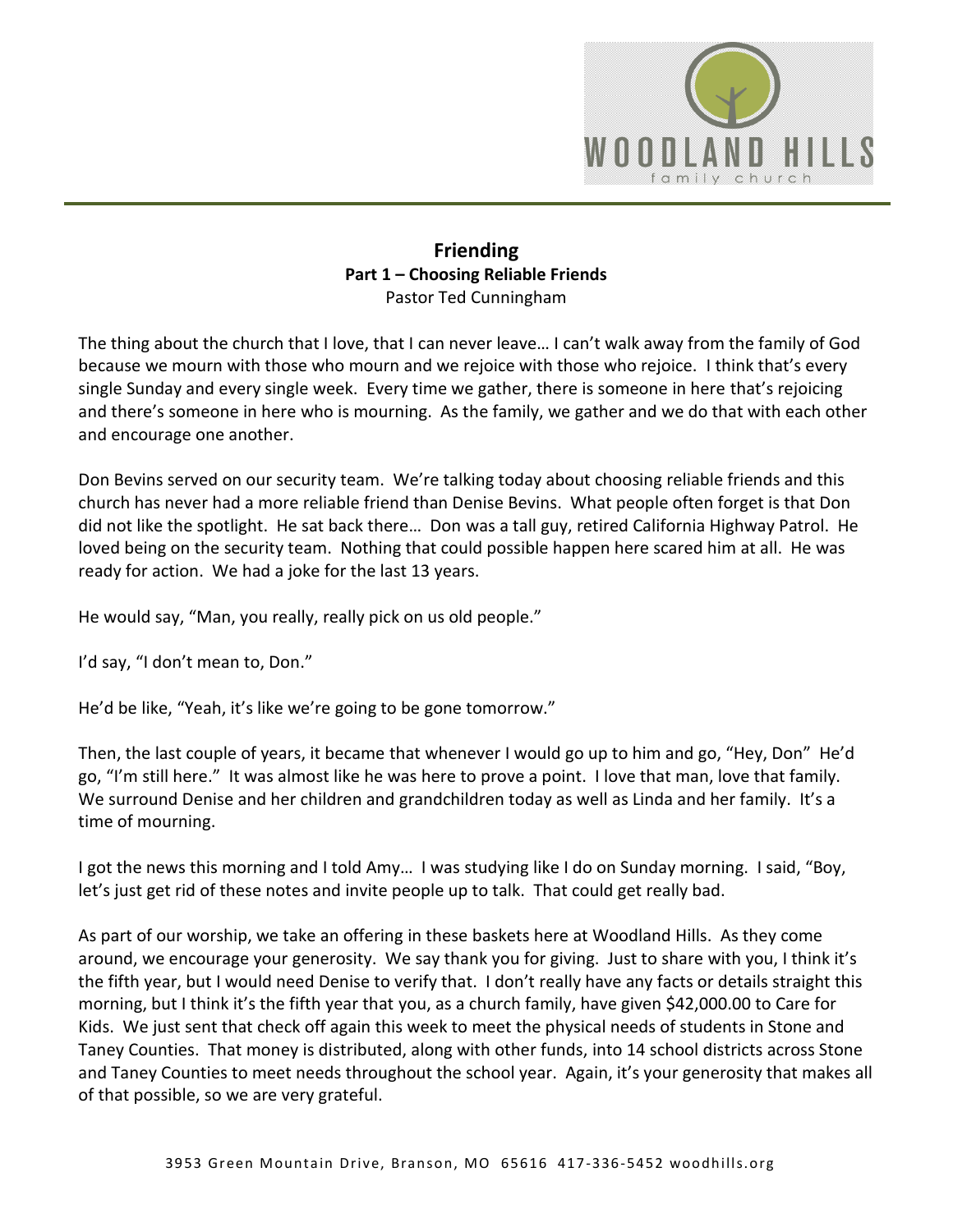# Friending

## Part 1 – Choosing Reliable Friends

Pastor Ted Cunningham

The thing about the church that I love, that I can never leave… I can't walk away from the family of God because we mourn with those who mourn and we rejoice with those who rejoice. I think that's every single Sunday and every single week. Every time we gather, there is someone in here that's rejoicing and there's someone in here who is mourning. As the family, we gather and we do that with each other and encourage one another.

Don Bevins served on our security team. We're talking today about choosing reliable friends and this church has never had a more reliable friend than Denise Bevins. What people often forget is that Don did not like the spotlight. He sat back there… Don was a tall guy, retired California Highway Patrol. He loved being on the security team. Nothing that could possible happen here scared him at all. He was ready for action. We had a joke for the last 13 years.

He would say, "Man, you really, really pick on us old people."

I'd say, "I don't mean to, Don."

He'd be like, "Yeah, it's like we're going to be gone tomorrow."

Then, the last couple of years, it became that whenever I would go up to him and go, "Hey, Don" He'd go, "I'm still here." It was almost like he was here to prove a point. I love that man, love that family. We surround Denise and her children and grandchildren today as well as Linda and her family. It's a time of mourning.

I got the news this morning and I told Amy… I was studying like I do on Sunday morning. I said, "Boy, let's just get rid of these notes and invite people up to talk. That could get really bad.

As part of our worship, we take an offering in these baskets here at Woodland Hills. As they come around, we encourage your generosity. We say thank you for giving. Just to share with you, I think it's the fifth year, but I would need Denise to verify that. I don't really have any facts or details straight this morning, but I think it's the fifth year that you, as a church family, have given $42,000.00 to Care for Kids. We just sent that check off again this week to meet the physical needs of students in Stone and Taney Counties. That money is distributed, along with other funds, into 14 school districts across Stone and Taney Counties to meet needs throughout the school year. Again, it's your generosity that makes all of that possible, so we are very grateful.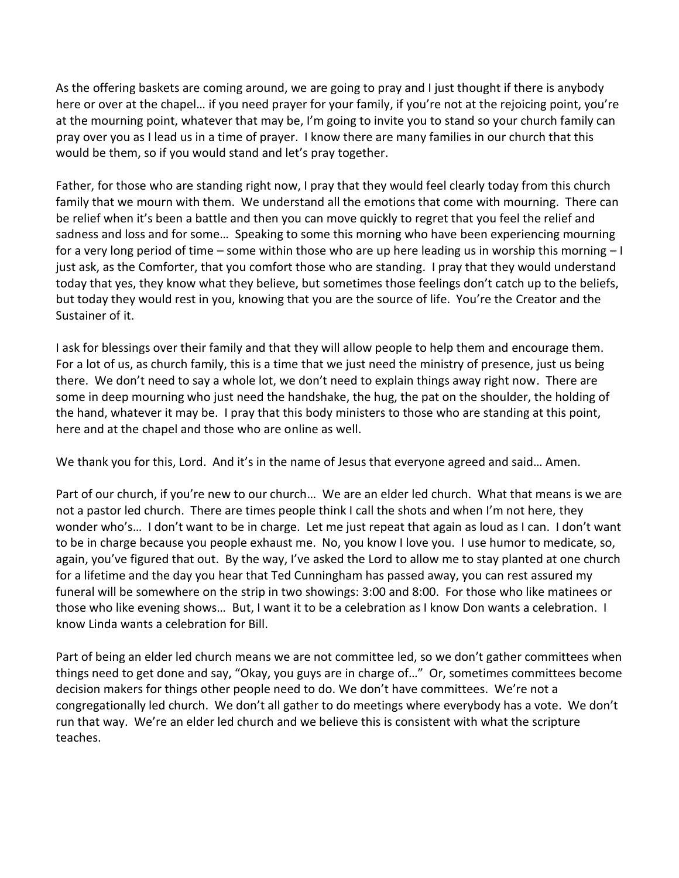As the offering baskets are coming around, we are going to pray and I just thought if there is anybody here or over at the chapel… if you need prayer for your family, if you're not at the rejoicing point, you're at the mourning point, whatever that may be, I'm going to invite you to stand so your church family can pray over you as I lead us in a time of prayer. I know there are many families in our church that this would be them, so if you would stand and let's pray together.

Father, for those who are standing right now, I pray that they would feel clearly today from this church family that we mourn with them. We understand all the emotions that come with mourning. There can be relief when it's been a battle and then you can move quickly to regret that you feel the relief and sadness and loss and for some… Speaking to some this morning who have been experiencing mourning for a very long period of time – some within those who are up here leading us in worship this morning – I just ask, as the Comforter, that you comfort those who are standing. I pray that they would understand today that yes, they know what they believe, but sometimes those feelings don't catch up to the beliefs, but today they would rest in you, knowing that you are the source of life. You're the Creator and the Sustainer of it.

I ask for blessings over their family and that they will allow people to help them and encourage them. For a lot of us, as church family, this is a time that we just need the ministry of presence, just us being there. We don't need to say a whole lot, we don't need to explain things away right now. There are some in deep mourning who just need the handshake, the hug, the pat on the shoulder, the holding of the hand, whatever it may be. I pray that this body ministers to those who are standing at this point, here and at the chapel and those who are online as well.

We thank you for this, Lord. And it's in the name of Jesus that everyone agreed and said… Amen.

Part of our church, if you're new to our church… We are an elder led church. What that means is we are not a pastor led church. There are times people think I call the shots and when I'm not here, they wonder who's… I don't want to be in charge. Let me just repeat that again as loud as I can. I don't want to be in charge because you people exhaust me. No, you know I love you. I use humor to medicate, so, again, you've figured that out. By the way, I've asked the Lord to allow me to stay planted at one church for a lifetime and the day you hear that Ted Cunningham has passed away, you can rest assured my funeral will be somewhere on the strip in two showings: 3:00 and 8:00. For those who like matinees or those who like evening shows… But, I want it to be a celebration as I know Don wants a celebration. I know Linda wants a celebration for Bill.

Part of being an elder led church means we are not committee led, so we don't gather committees when things need to get done and say, "Okay, you guys are in charge of…" Or, sometimes committees become decision makers for things other people need to do. We don't have committees. We're not a congregationally led church. We don't all gather to do meetings where everybody has a vote. We don't run that way. We're an elder led church and we believe this is consistent with what the scripture teaches.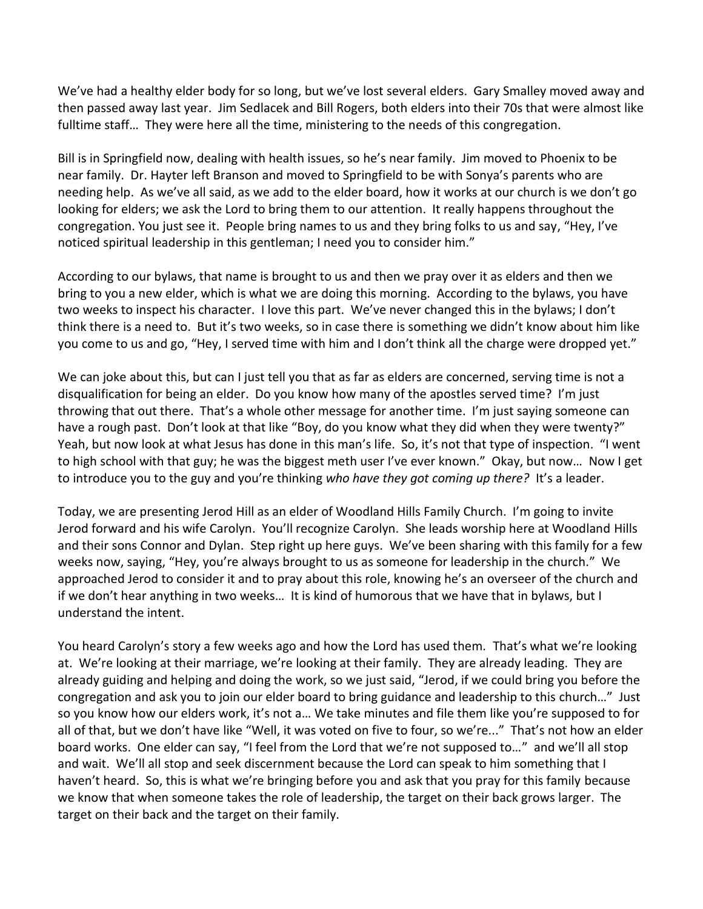We've had a healthy elder body for so long, but we've lost several elders. Gary Smalley moved away and then passed away last year. Jim Sedlacek and Bill Rogers, both elders into their 70s that were almost like fulltime staff… They were here all the time, ministering to the needs of this congregation.

Bill is in Springfield now, dealing with health issues, so he's near family. Jim moved to Phoenix to be near family. Dr. Hayter left Branson and moved to Springfield to be with Sonya's parents who are needing help. As we've all said, as we add to the elder board, how it works at our church is we don't go looking for elders; we ask the Lord to bring them to our attention. It really happens throughout the congregation. You just see it. People bring names to us and they bring folks to us and say, "Hey, I've noticed spiritual leadership in this gentleman; I need you to consider him."

According to our bylaws, that name is brought to us and then we pray over it as elders and then we bring to you a new elder, which is what we are doing this morning. According to the bylaws, you have two weeks to inspect his character. I love this part. We've never changed this in the bylaws; I don't think there is a need to. But it's two weeks, so in case there is something we didn't know about him like you come to us and go, "Hey, I served time with him and I don't think all the charge were dropped yet."

We can joke about this, but can I just tell you that as far as elders are concerned, serving time is not a disqualification for being an elder. Do you know how many of the apostles served time? I'm just throwing that out there. That's a whole other message for another time. I'm just saying someone can have a rough past. Don't look at that like "Boy, do you know what they did when they were twenty?" Yeah, but now look at what Jesus has done in this man's life. So, it's not that type of inspection. "I went to high school with that guy; he was the biggest meth user I've ever known." Okay, but now… Now I get to introduce you to the guy and you're thinking *who have they got coming up there?* It's a leader.

Today, we are presenting Jerod Hill as an elder of Woodland Hills Family Church. I'm going to invite Jerod forward and his wife Carolyn. You'll recognize Carolyn. She leads worship here at Woodland Hills and their sons Connor and Dylan. Step right up here guys. We've been sharing with this family for a few weeks now, saying, "Hey, you're always brought to us as someone for leadership in the church." We approached Jerod to consider it and to pray about this role, knowing he's an overseer of the church and if we don't hear anything in two weeks… It is kind of humorous that we have that in bylaws, but I understand the intent.

You heard Carolyn's story a few weeks ago and how the Lord has used them. That's what we're looking at. We're looking at their marriage, we're looking at their family. They are already leading. They are already guiding and helping and doing the work, so we just said, "Jerod, if we could bring you before the congregation and ask you to join our elder board to bring guidance and leadership to this church…" Just so you know how our elders work, it's not a… We take minutes and file them like you're supposed to for all of that, but we don't have like "Well, it was voted on five to four, so we're..." That's not how an elder board works. One elder can say, "I feel from the Lord that we're not supposed to…" and we'll all stop and wait. We'll all stop and seek discernment because the Lord can speak to him something that I haven't heard. So, this is what we're bringing before you and ask that you pray for this family because we know that when someone takes the role of leadership, the target on their back grows larger. The target on their back and the target on their family.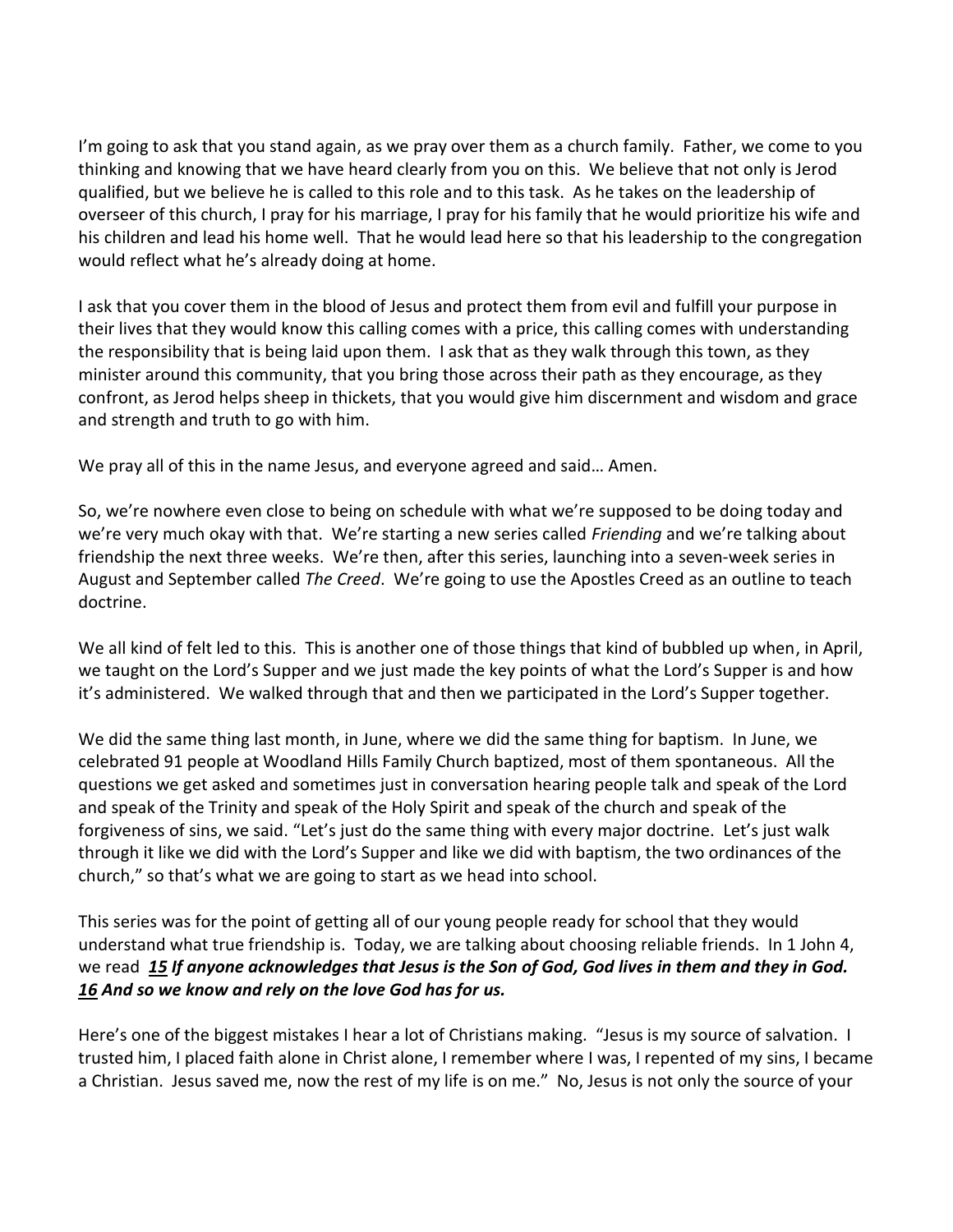I'm going to ask that you stand again, as we pray over them as a church family. Father, we come to you thinking and knowing that we have heard clearly from you on this. We believe that not only is Jerod qualified, but we believe he is called to this role and to this task. As he takes on the leadership of overseer of this church, I pray for his marriage, I pray for his family that he would prioritize his wife and his children and lead his home well. That he would lead here so that his leadership to the congregation would reflect what he's already doing at home.

I ask that you cover them in the blood of Jesus and protect them from evil and fulfill your purpose in their lives that they would know this calling comes with a price, this calling comes with understanding the responsibility that is being laid upon them. I ask that as they walk through this town, as they minister around this community, that you bring those across their path as they encourage, as they confront, as Jerod helps sheep in thickets, that you would give him discernment and wisdom and grace and strength and truth to go with him.

We pray all of this in the name Jesus, and everyone agreed and said… Amen.

So, we're nowhere even close to being on schedule with what we're supposed to be doing today and we're very much okay with that. We're starting a new series called *Friending* and we're talking about friendship the next three weeks. We're then, after this series, launching into a seven-week series in August and September called *The Creed*. We're going to use the Apostles Creed as an outline to teach doctrine.

We all kind of felt led to this. This is another one of those things that kind of bubbled up when, in April, we taught on the Lord's Supper and we just made the key points of what the Lord's Supper is and how it's administered. We walked through that and then we participated in the Lord's Supper together.

We did the same thing last month, in June, where we did the same thing for baptism. In June, we celebrated 91 people at Woodland Hills Family Church baptized, most of them spontaneous. All the questions we get asked and sometimes just in conversation hearing people talk and speak of the Lord and speak of the Trinity and speak of the Holy Spirit and speak of the church and speak of the forgiveness of sins, we said. "Let's just do the same thing with every major doctrine. Let's just walk through it like we did with the Lord's Supper and like we did with baptism, the two ordinances of the church," so that's what we are going to start as we head into school.

This series was for the point of getting all of our young people ready for school that they would understand what true friendship is. Today, we are talking about choosing reliable friends. In 1 John 4, we read ***15 If anyone acknowledges that Jesus is the Son of God, God lives in them and they in God. 16 And so we know and rely on the love God has for us.***

Here's one of the biggest mistakes I hear a lot of Christians making. "Jesus is my source of salvation. I trusted him, I placed faith alone in Christ alone, I remember where I was, I repented of my sins, I became a Christian. Jesus saved me, now the rest of my life is on me." No, Jesus is not only the source of your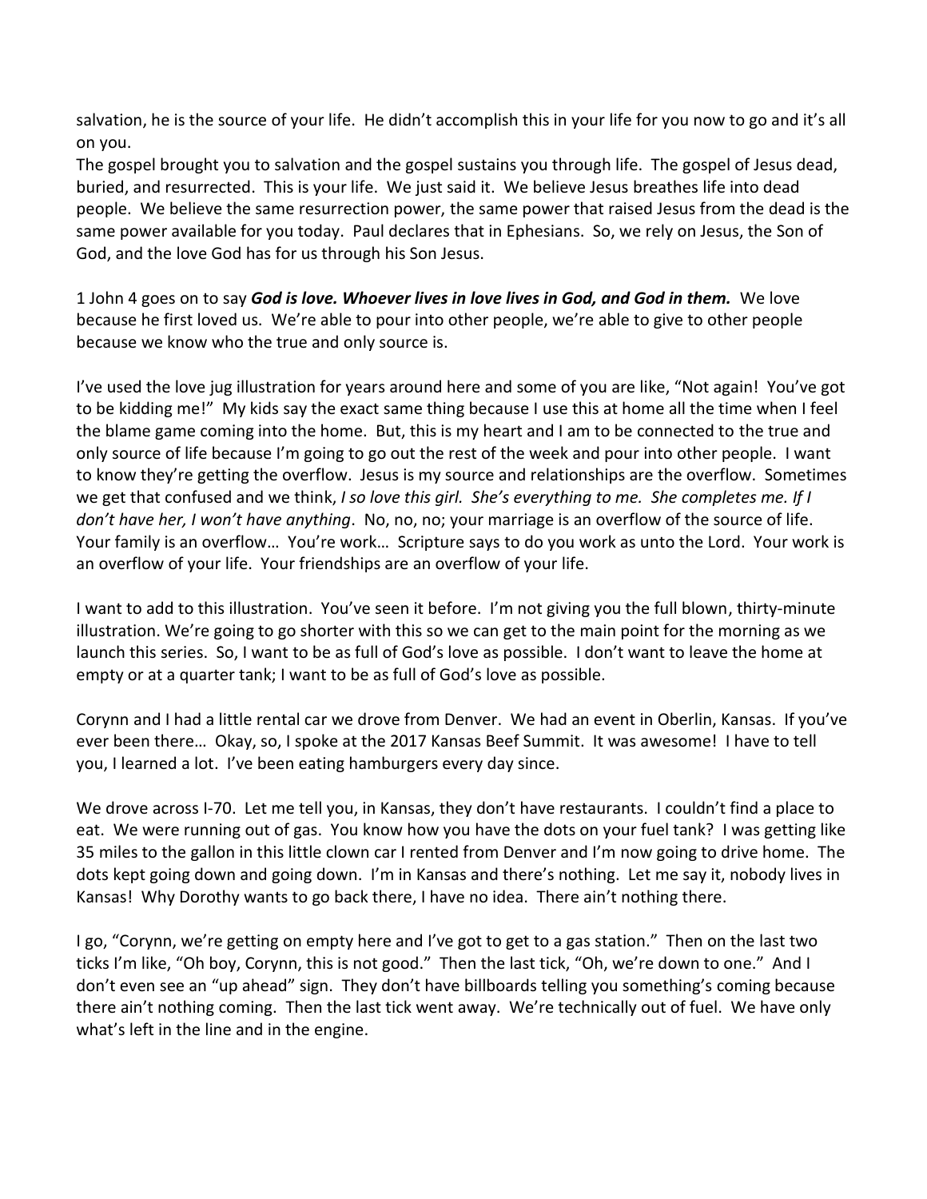salvation, he is the source of your life. He didn't accomplish this in your life for you now to go and it's all on you.
The gospel brought you to salvation and the gospel sustains you through life. The gospel of Jesus dead, buried, and resurrected. This is your life. We just said it. We believe Jesus breathes life into dead people. We believe the same resurrection power, the same power that raised Jesus from the dead is the same power available for you today. Paul declares that in Ephesians. So, we rely on Jesus, the Son of God, and the love God has for us through his Son Jesus.

1 John 4 goes on to say ***God is love. Whoever lives in love lives in God, and God in them.*** We love because he first loved us. We're able to pour into other people, we're able to give to other people because we know who the true and only source is.

I've used the love jug illustration for years around here and some of you are like, "Not again! You've got to be kidding me!" My kids say the exact same thing because I use this at home all the time when I feel the blame game coming into the home. But, this is my heart and I am to be connected to the true and only source of life because I'm going to go out the rest of the week and pour into other people. I want to know they're getting the overflow. Jesus is my source and relationships are the overflow. Sometimes we get that confused and we think, *I so love this girl. She's everything to me. She completes me. If I don't have her, I won't have anything*. No, no, no; your marriage is an overflow of the source of life. Your family is an overflow… You're work… Scripture says to do you work as unto the Lord. Your work is an overflow of your life. Your friendships are an overflow of your life.

I want to add to this illustration. You've seen it before. I'm not giving you the full blown, thirty-minute illustration. We're going to go shorter with this so we can get to the main point for the morning as we launch this series. So, I want to be as full of God's love as possible. I don't want to leave the home at empty or at a quarter tank; I want to be as full of God's love as possible.

Corynn and I had a little rental car we drove from Denver. We had an event in Oberlin, Kansas. If you've ever been there… Okay, so, I spoke at the 2017 Kansas Beef Summit. It was awesome! I have to tell you, I learned a lot. I've been eating hamburgers every day since.

We drove across I-70. Let me tell you, in Kansas, they don't have restaurants. I couldn't find a place to eat. We were running out of gas. You know how you have the dots on your fuel tank? I was getting like 35 miles to the gallon in this little clown car I rented from Denver and I'm now going to drive home. The dots kept going down and going down. I'm in Kansas and there's nothing. Let me say it, nobody lives in Kansas! Why Dorothy wants to go back there, I have no idea. There ain't nothing there.

I go, "Corynn, we're getting on empty here and I've got to get to a gas station." Then on the last two ticks I'm like, "Oh boy, Corynn, this is not good." Then the last tick, "Oh, we're down to one." And I don't even see an "up ahead" sign. They don't have billboards telling you something's coming because there ain't nothing coming. Then the last tick went away. We're technically out of fuel. We have only what's left in the line and in the engine.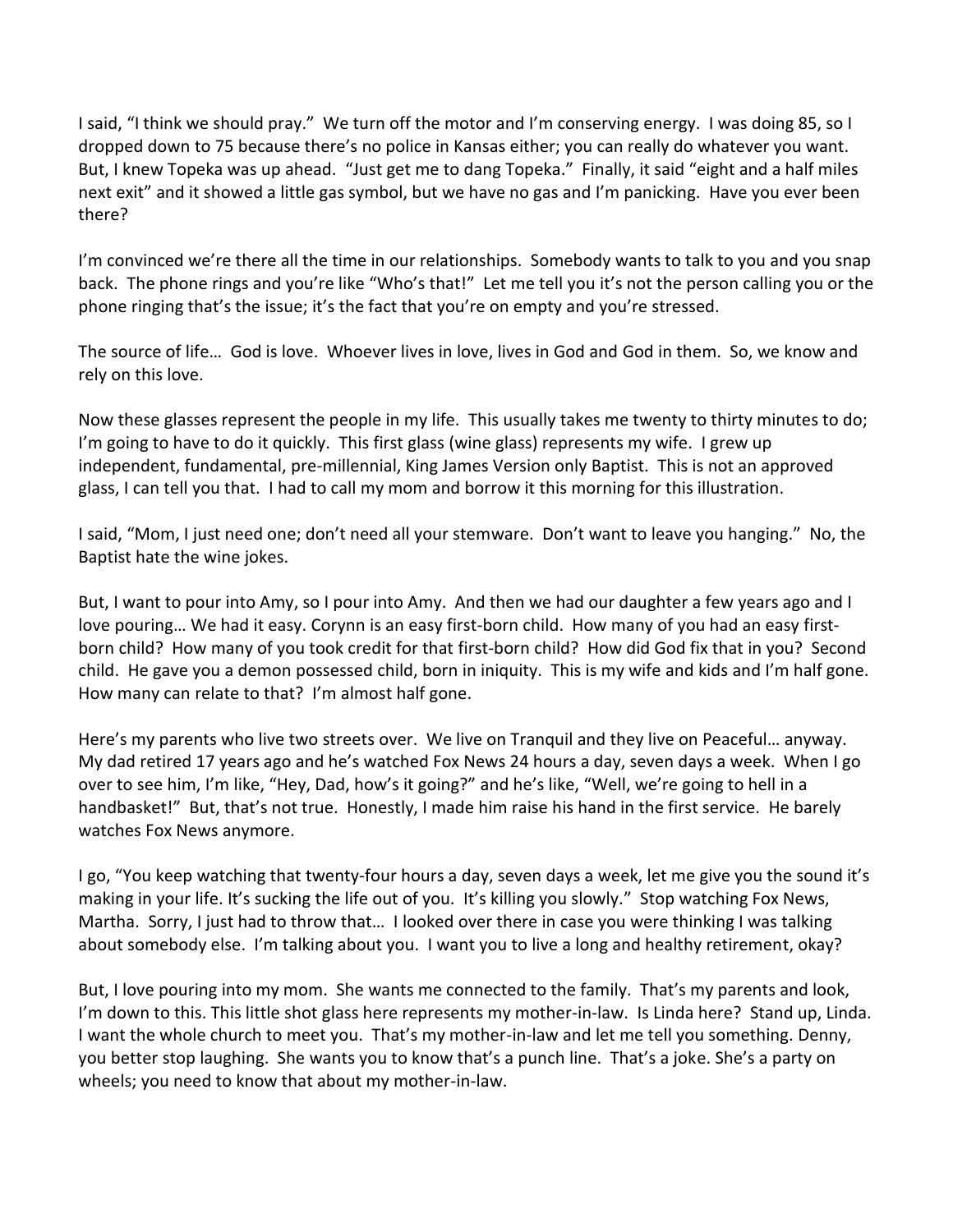I said, "I think we should pray." We turn off the motor and I'm conserving energy. I was doing 85, so I dropped down to 75 because there's no police in Kansas either; you can really do whatever you want. But, I knew Topeka was up ahead. "Just get me to dang Topeka." Finally, it said "eight and a half miles next exit" and it showed a little gas symbol, but we have no gas and I'm panicking. Have you ever been there?

I'm convinced we're there all the time in our relationships. Somebody wants to talk to you and you snap back. The phone rings and you're like "Who's that!" Let me tell you it's not the person calling you or the phone ringing that's the issue; it's the fact that you're on empty and you're stressed.

The source of life… God is love. Whoever lives in love, lives in God and God in them. So, we know and rely on this love.

Now these glasses represent the people in my life. This usually takes me twenty to thirty minutes to do; I'm going to have to do it quickly. This first glass (wine glass) represents my wife. I grew up independent, fundamental, pre-millennial, King James Version only Baptist. This is not an approved glass, I can tell you that. I had to call my mom and borrow it this morning for this illustration.

I said, "Mom, I just need one; don't need all your stemware. Don't want to leave you hanging." No, the Baptist hate the wine jokes.

But, I want to pour into Amy, so I pour into Amy. And then we had our daughter a few years ago and I love pouring… We had it easy. Corynn is an easy first-born child. How many of you had an easy first-born child? How many of you took credit for that first-born child? How did God fix that in you? Second child. He gave you a demon possessed child, born in iniquity. This is my wife and kids and I'm half gone. How many can relate to that? I'm almost half gone.

Here's my parents who live two streets over. We live on Tranquil and they live on Peaceful… anyway. My dad retired 17 years ago and he's watched Fox News 24 hours a day, seven days a week. When I go over to see him, I'm like, "Hey, Dad, how's it going?" and he's like, "Well, we're going to hell in a handbasket!" But, that's not true. Honestly, I made him raise his hand in the first service. He barely watches Fox News anymore.

I go, "You keep watching that twenty-four hours a day, seven days a week, let me give you the sound it's making in your life. It's sucking the life out of you. It's killing you slowly." Stop watching Fox News, Martha. Sorry, I just had to throw that… I looked over there in case you were thinking I was talking about somebody else. I'm talking about you. I want you to live a long and healthy retirement, okay?

But, I love pouring into my mom. She wants me connected to the family. That's my parents and look, I'm down to this. This little shot glass here represents my mother-in-law. Is Linda here? Stand up, Linda. I want the whole church to meet you. That's my mother-in-law and let me tell you something. Denny, you better stop laughing. She wants you to know that's a punch line. That's a joke. She's a party on wheels; you need to know that about my mother-in-law.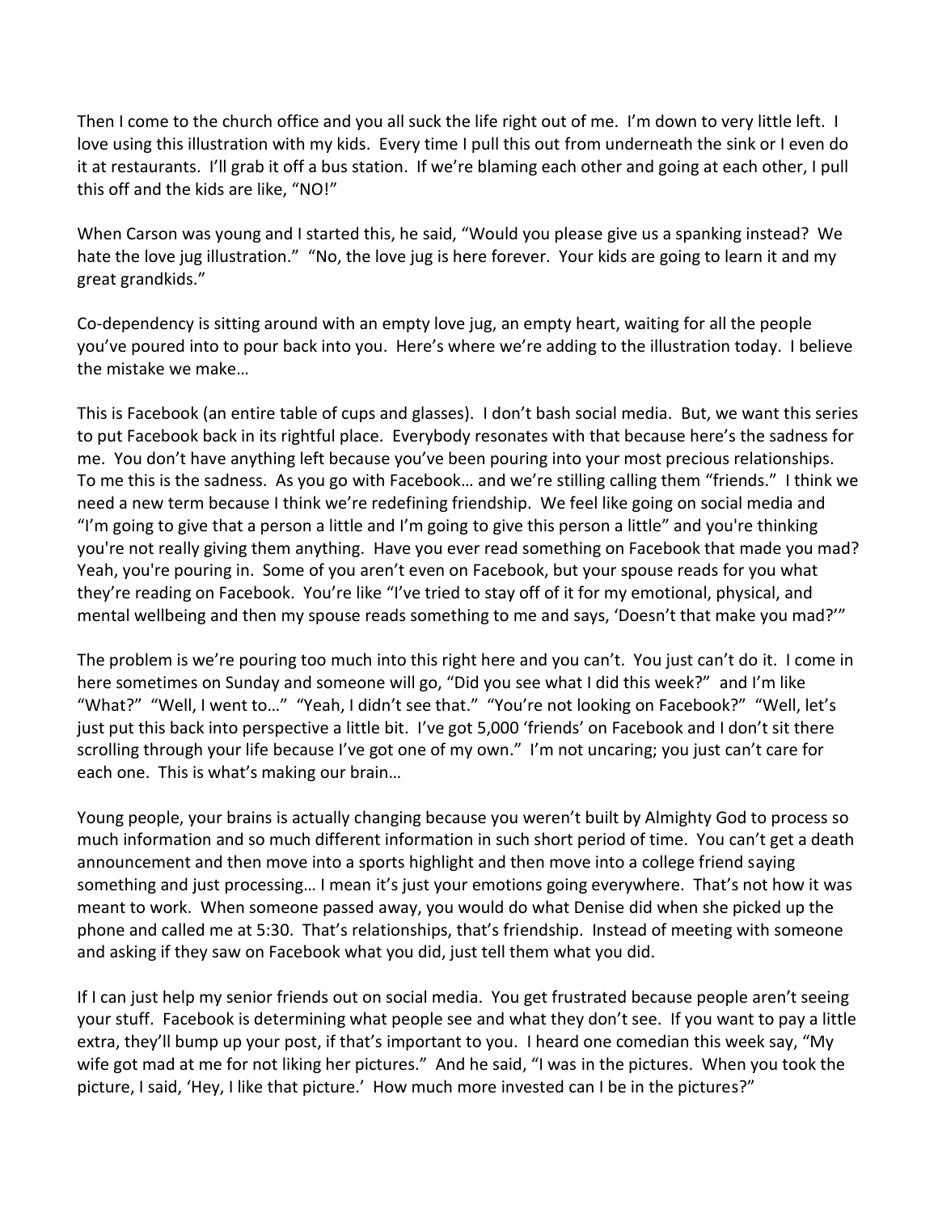Then I come to the church office and you all suck the life right out of me. I'm down to very little left. I love using this illustration with my kids. Every time I pull this out from underneath the sink or I even do it at restaurants. I'll grab it off a bus station. If we're blaming each other and going at each other, I pull this off and the kids are like, "NO!"

When Carson was young and I started this, he said, "Would you please give us a spanking instead? We hate the love jug illustration." "No, the love jug is here forever. Your kids are going to learn it and my great grandkids."

Co-dependency is sitting around with an empty love jug, an empty heart, waiting for all the people you've poured into to pour back into you. Here's where we're adding to the illustration today. I believe the mistake we make…

This is Facebook (an entire table of cups and glasses). I don't bash social media. But, we want this series to put Facebook back in its rightful place. Everybody resonates with that because here's the sadness for me. You don't have anything left because you've been pouring into your most precious relationships. To me this is the sadness. As you go with Facebook… and we're stilling calling them "friends." I think we need a new term because I think we're redefining friendship. We feel like going on social media and "I'm going to give that a person a little and I'm going to give this person a little" and you're thinking you're not really giving them anything. Have you ever read something on Facebook that made you mad? Yeah, you're pouring in. Some of you aren't even on Facebook, but your spouse reads for you what they're reading on Facebook. You're like "I've tried to stay off of it for my emotional, physical, and mental wellbeing and then my spouse reads something to me and says, 'Doesn't that make you mad?'"

The problem is we're pouring too much into this right here and you can't. You just can't do it. I come in here sometimes on Sunday and someone will go, "Did you see what I did this week?" and I'm like "What?" "Well, I went to…" "Yeah, I didn't see that." "You're not looking on Facebook?" "Well, let's just put this back into perspective a little bit. I've got 5,000 'friends' on Facebook and I don't sit there scrolling through your life because I've got one of my own." I'm not uncaring; you just can't care for each one. This is what's making our brain…

Young people, your brains is actually changing because you weren't built by Almighty God to process so much information and so much different information in such short period of time. You can't get a death announcement and then move into a sports highlight and then move into a college friend saying something and just processing… I mean it's just your emotions going everywhere. That's not how it was meant to work. When someone passed away, you would do what Denise did when she picked up the phone and called me at 5:30. That's relationships, that's friendship. Instead of meeting with someone and asking if they saw on Facebook what you did, just tell them what you did.

If I can just help my senior friends out on social media. You get frustrated because people aren't seeing your stuff. Facebook is determining what people see and what they don't see. If you want to pay a little extra, they'll bump up your post, if that's important to you. I heard one comedian this week say, "My wife got mad at me for not liking her pictures." And he said, "I was in the pictures. When you took the picture, I said, 'Hey, I like that picture.' How much more invested can I be in the pictures?"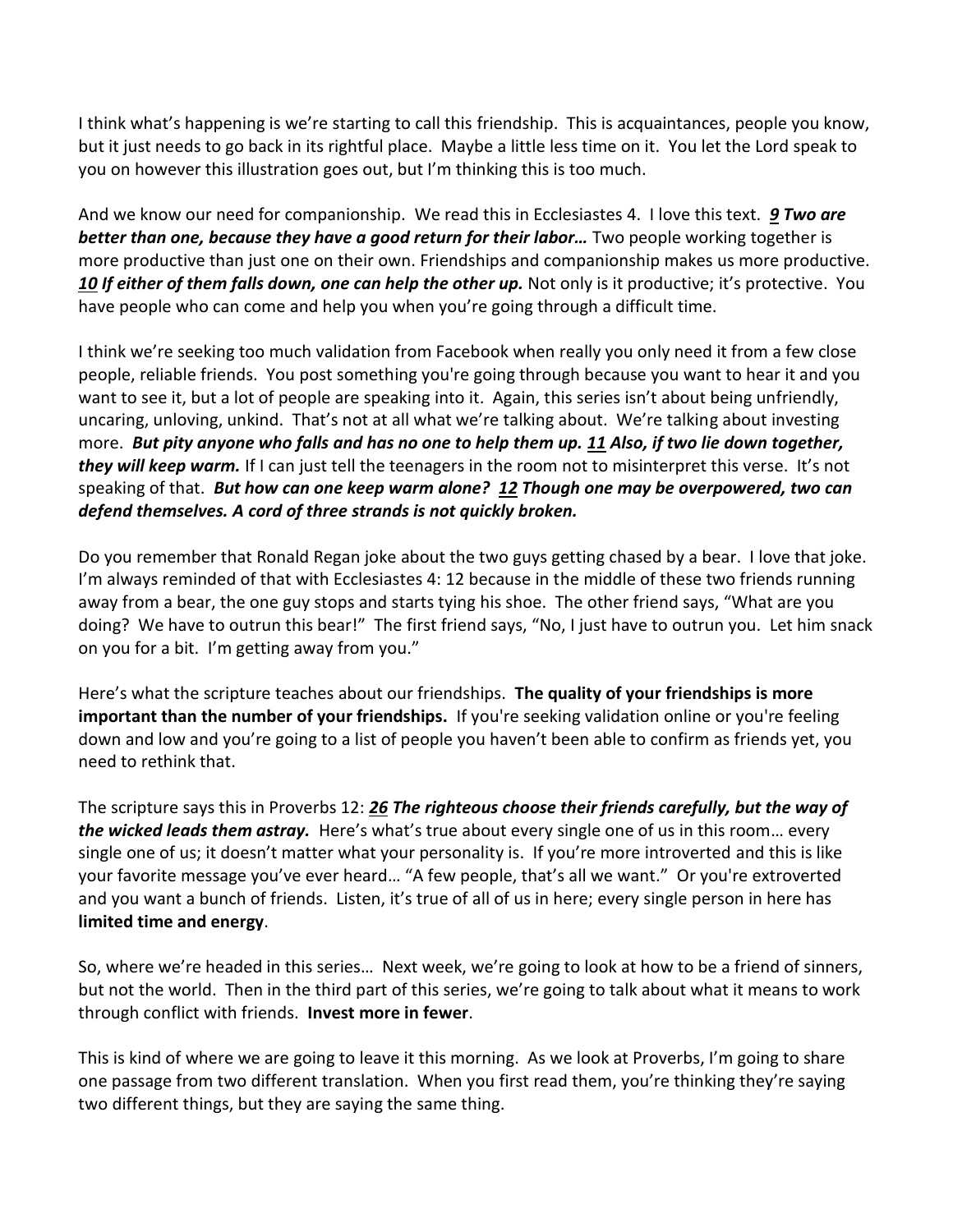I think what's happening is we're starting to call this friendship. This is acquaintances, people you know, but it just needs to go back in its rightful place. Maybe a little less time on it. You let the Lord speak to you on however this illustration goes out, but I'm thinking this is too much.

And we know our need for companionship. We read this in Ecclesiastes 4. I love this text. ***9** **Two are better than one, because they have a good return for their labor…*** Two people working together is more productive than just one on their own. Friendships and companionship makes us more productive. ***10** **If either of them falls down, one can help the other up.*** Not only is it productive; it's protective. You have people who can come and help you when you're going through a difficult time.

I think we're seeking too much validation from Facebook when really you only need it from a few close people, reliable friends. You post something you're going through because you want to hear it and you want to see it, but a lot of people are speaking into it. Again, this series isn't about being unfriendly, uncaring, unloving, unkind. That's not at all what we're talking about. We're talking about investing more. ***But pity anyone who falls and has no one to help them up. 11 Also, if two lie down together, they will keep warm.*** If I can just tell the teenagers in the room not to misinterpret this verse. It's not speaking of that. ***But how can one keep warm alone? 12 Though one may be overpowered, two can defend themselves. A cord of three strands is not quickly broken.***

Do you remember that Ronald Regan joke about the two guys getting chased by a bear. I love that joke. I'm always reminded of that with Ecclesiastes 4: 12 because in the middle of these two friends running away from a bear, the one guy stops and starts tying his shoe. The other friend says, "What are you doing? We have to outrun this bear!" The first friend says, "No, I just have to outrun you. Let him snack on you for a bit. I'm getting away from you."

Here's what the scripture teaches about our friendships. **The quality of your friendships is more important than the number of your friendships.** If you're seeking validation online or you're feeling down and low and you're going to a list of people you haven't been able to confirm as friends yet, you need to rethink that.

The scripture says this in Proverbs 12: ***26** **The righteous choose their friends carefully, but the way of the wicked leads them astray.*** Here's what's true about every single one of us in this room… every single one of us; it doesn't matter what your personality is. If you're more introverted and this is like your favorite message you've ever heard… "A few people, that's all we want." Or you're extroverted and you want a bunch of friends. Listen, it's true of all of us in here; every single person in here has **limited time and energy**.

So, where we're headed in this series… Next week, we're going to look at how to be a friend of sinners, but not the world. Then in the third part of this series, we're going to talk about what it means to work through conflict with friends. **Invest more in fewer**.

This is kind of where we are going to leave it this morning. As we look at Proverbs, I'm going to share one passage from two different translation. When you first read them, you're thinking they're saying two different things, but they are saying the same thing.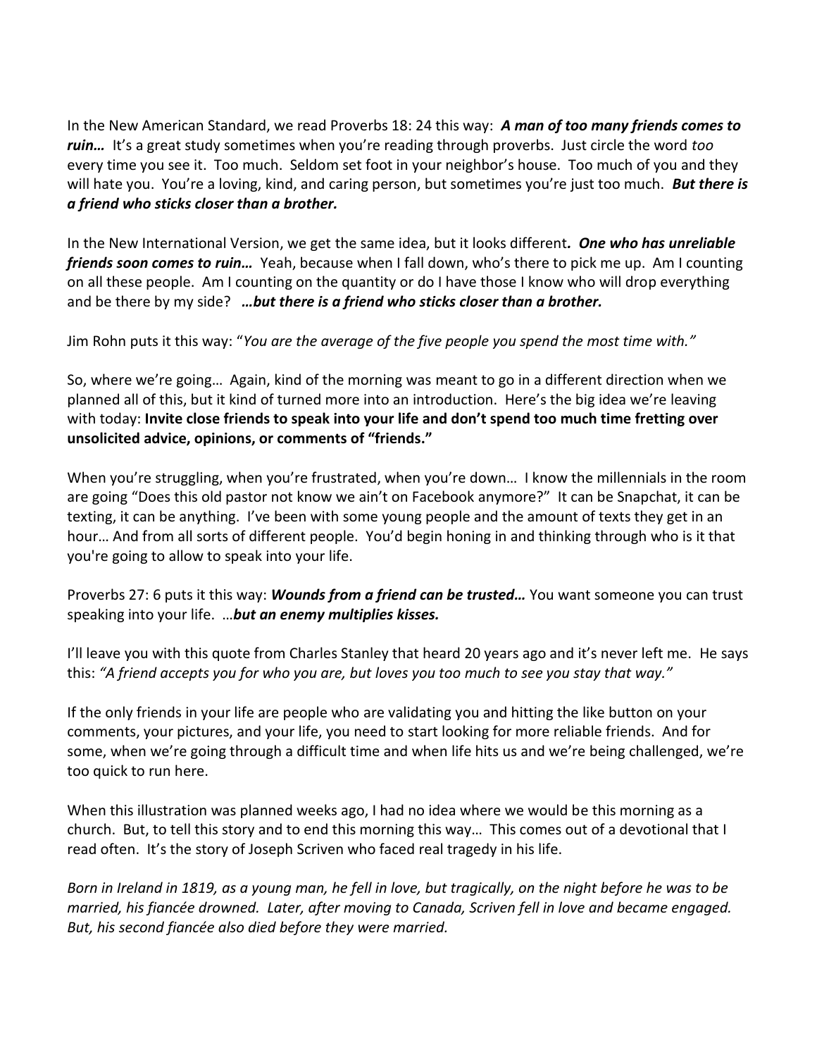In the New American Standard, we read Proverbs 18: 24 this way: ***A man of too many friends comes to ruin…*** It's a great study sometimes when you're reading through proverbs. Just circle the word *too* every time you see it. Too much. Seldom set foot in your neighbor's house. Too much of you and they will hate you. You're a loving, kind, and caring person, but sometimes you're just too much. ***But there is a friend who sticks closer than a brother.***

In the New International Version, we get the same idea, but it looks different***. One who has unreliable friends soon comes to ruin…*** Yeah, because when I fall down, who's there to pick me up. Am I counting on all these people. Am I counting on the quantity or do I have those I know who will drop everything and be there by my side? ***…but there is a friend who sticks closer than a brother.***

Jim Rohn puts it this way: "*You are the average of the five people you spend the most time with."*

So, where we're going… Again, kind of the morning was meant to go in a different direction when we planned all of this, but it kind of turned more into an introduction. Here's the big idea we're leaving with today: **Invite close friends to speak into your life and don't spend too much time fretting over unsolicited advice, opinions, or comments of "friends."**

When you're struggling, when you're frustrated, when you're down… I know the millennials in the room are going "Does this old pastor not know we ain't on Facebook anymore?" It can be Snapchat, it can be texting, it can be anything. I've been with some young people and the amount of texts they get in an hour… And from all sorts of different people. You'd begin honing in and thinking through who is it that you're going to allow to speak into your life.

Proverbs 27: 6 puts it this way: ***Wounds from a friend can be trusted…*** You want someone you can trust speaking into your life. …***but an enemy multiplies kisses.***

I'll leave you with this quote from Charles Stanley that heard 20 years ago and it's never left me. He says this: *"A friend accepts you for who you are, but loves you too much to see you stay that way."*

If the only friends in your life are people who are validating you and hitting the like button on your comments, your pictures, and your life, you need to start looking for more reliable friends. And for some, when we're going through a difficult time and when life hits us and we're being challenged, we're too quick to run here.

When this illustration was planned weeks ago, I had no idea where we would be this morning as a church. But, to tell this story and to end this morning this way… This comes out of a devotional that I read often. It's the story of Joseph Scriven who faced real tragedy in his life.

*Born in Ireland in 1819, as a young man, he fell in love, but tragically, on the night before he was to be married, his fiancée drowned. Later, after moving to Canada, Scriven fell in love and became engaged. But, his second fiancée also died before they were married.*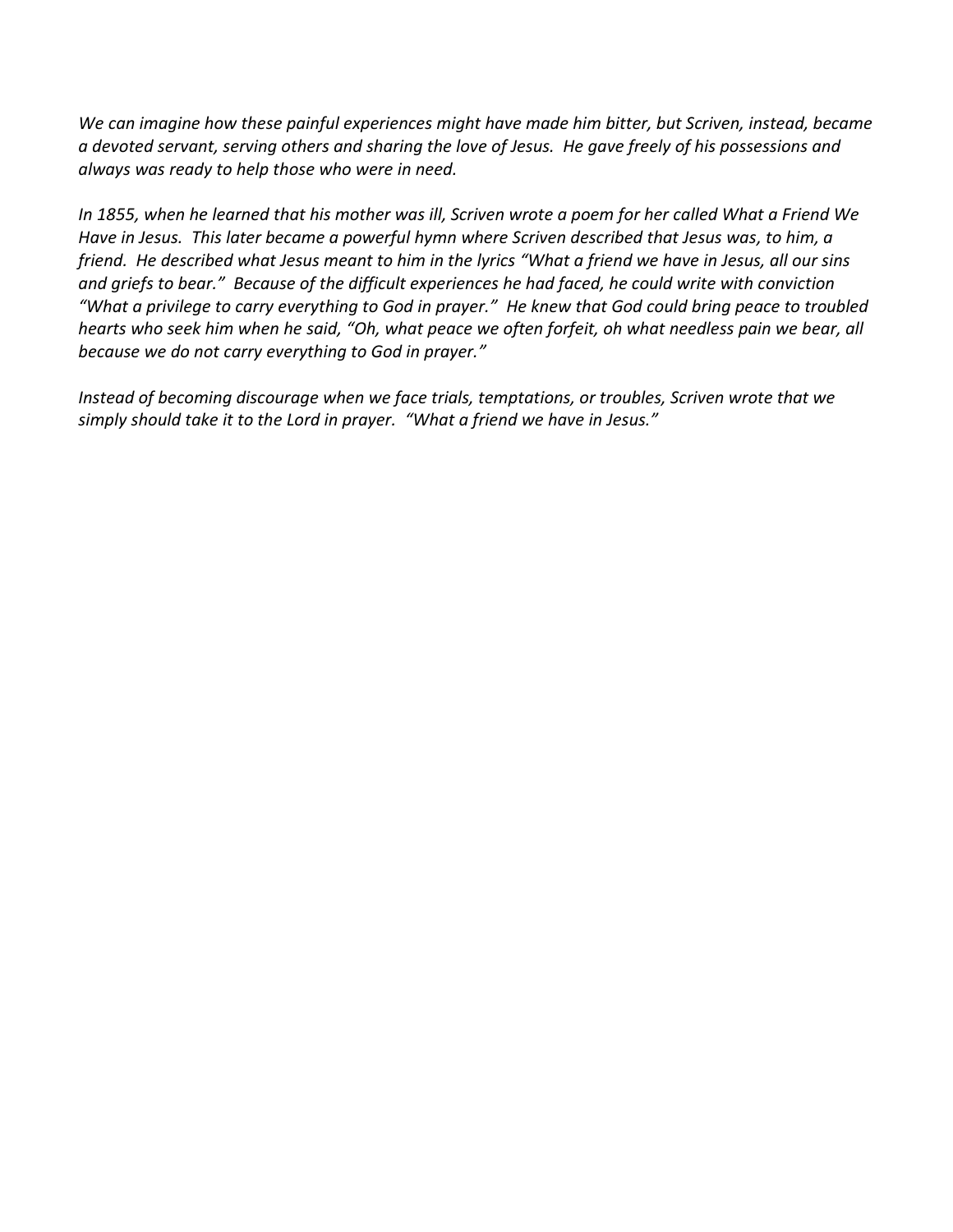*We can imagine how these painful experiences might have made him bitter, but Scriven, instead, became a devoted servant, serving others and sharing the love of Jesus. He gave freely of his possessions and always was ready to help those who were in need.*

*In 1855, when he learned that his mother was ill, Scriven wrote a poem for her called What a Friend We Have in Jesus. This later became a powerful hymn where Scriven described that Jesus was, to him, a friend. He described what Jesus meant to him in the lyrics "What a friend we have in Jesus, all our sins and griefs to bear." Because of the difficult experiences he had faced, he could write with conviction "What a privilege to carry everything to God in prayer." He knew that God could bring peace to troubled hearts who seek him when he said, "Oh, what peace we often forfeit, oh what needless pain we bear, all because we do not carry everything to God in prayer."*

*Instead of becoming discourage when we face trials, temptations, or troubles, Scriven wrote that we simply should take it to the Lord in prayer. "What a friend we have in Jesus."*